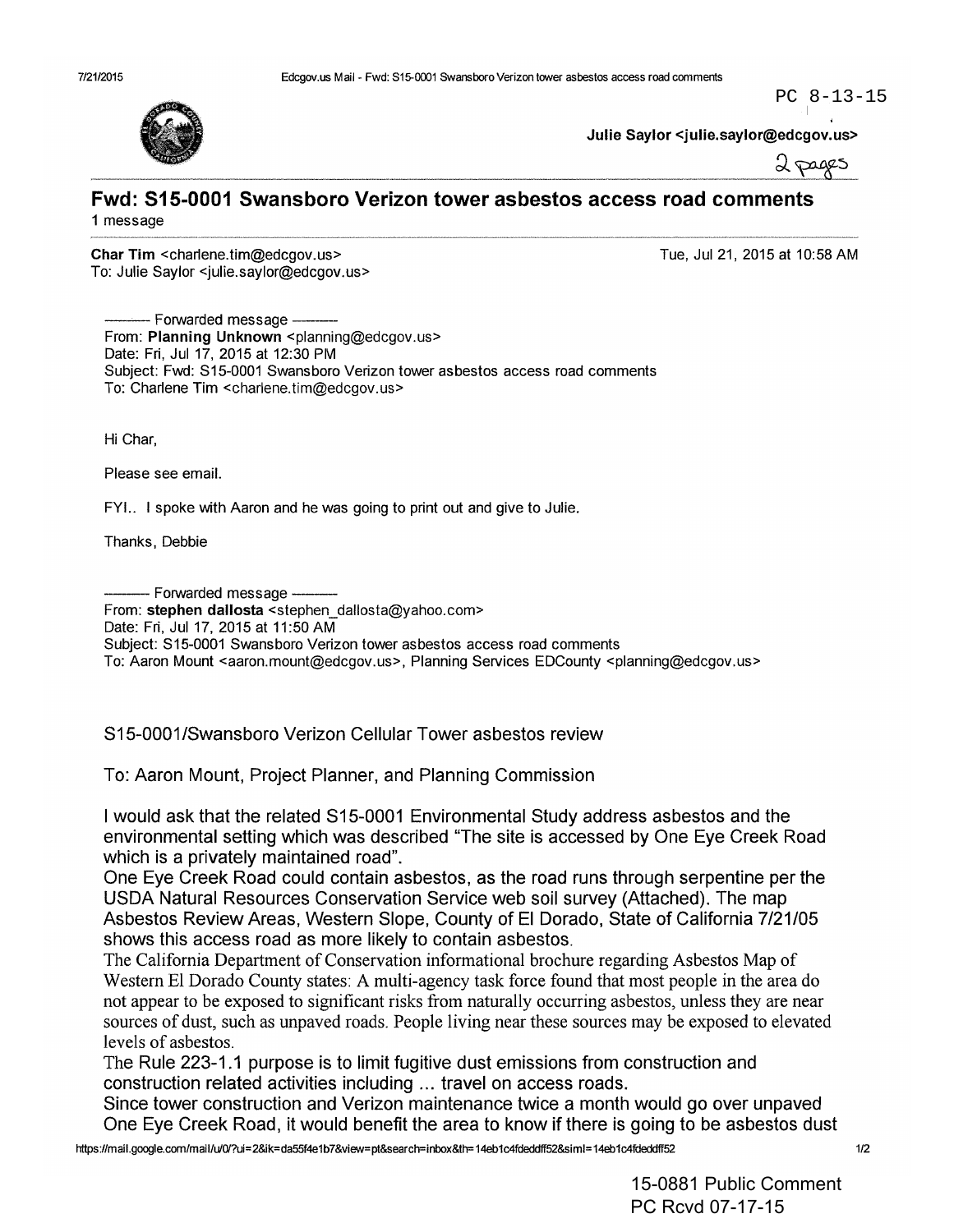PC 8-13-15

Julie Saylor <julie.saylor@edcgov.us>

2 pages

# Fwd: S15-0001 Swansboro Verizon tower asbestos access road comments

1 message

**Char Tim** <charlene.tim@edcgov.us>
To: Julie Saylor <julie.saylor@edcgov.us>

Tue, Jul 21, 2015 at 10:58 AM

---------- Forwarded message ----------
From: **Planning Unknown** <planning@edcgov.us>
Date: Fri, Jul 17, 2015 at 12:30 PM
Subject: Fwd: S15-0001 Swansboro Verizon tower asbestos access road comments
To: Charlene Tim <charlene.tim@edcgov.us>

Hi Char,

Please see email.

FYI.. I spoke with Aaron and he was going to print out and give to Julie.

Thanks, Debbie

---------- Forwarded message ----------
From: **stephen dallosta** <stephen_dallosta@yahoo.com>
Date: Fri, Jul 17, 2015 at 11:50 AM
Subject: S15-0001 Swansboro Verizon tower asbestos access road comments
To: Aaron Mount <aaron.mount@edcgov.us>, Planning Services EDCounty <planning@edcgov.us>

S15-0001/Swansboro Verizon Cellular Tower asbestos review

To: Aaron Mount, Project Planner, and Planning Commission

I would ask that the related S15-0001 Environmental Study address asbestos and the environmental setting which was described "The site is accessed by One Eye Creek Road which is a privately maintained road".
One Eye Creek Road could contain asbestos, as the road runs through serpentine per the USDA Natural Resources Conservation Service web soil survey (Attached). The map Asbestos Review Areas, Western Slope, County of El Dorado, State of California 7/21/05 shows this access road as more likely to contain asbestos.
The California Department of Conservation informational brochure regarding Asbestos Map of Western El Dorado County states: A multi-agency task force found that most people in the area do not appear to be exposed to significant risks from naturally occurring asbestos, unless they are near sources of dust, such as unpaved roads. People living near these sources may be exposed to elevated levels of asbestos.
The Rule 223-1.1 purpose is to limit fugitive dust emissions from construction and construction related activities including ... travel on access roads.
Since tower construction and Verizon maintenance twice a month would go over unpaved One Eye Creek Road, it would benefit the area to know if there is going to be asbestos dust

15-0881 Public Comment
PC Rcvd 07-17-15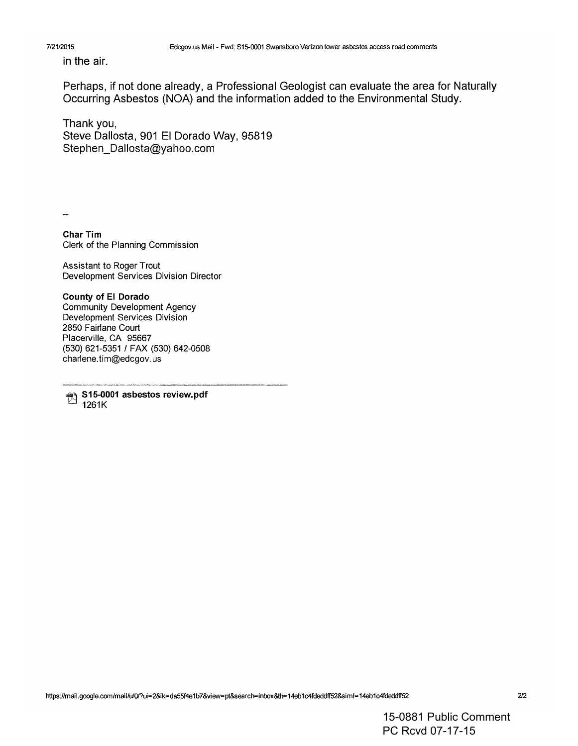in the air.

Perhaps, if not done already, a Professional Geologist can evaluate the area for Naturally Occurring Asbestos (NOA) and the information added to the Environmental Study.

Thank you,
Steve Dallosta, 901 El Dorado Way, 95819
Stephen_Dallosta@yahoo.com

--

**Char Tim**
Clerk of the Planning Commission

Assistant to Roger Trout
Development Services Division Director

**County of El Dorado**
Community Development Agency
Development Services Division
2850 Fairlane Court
Placerville, CA 95667
(530) 621-5351 / FAX (530) 642-0508
charlene.tim@edcgov.us

---

**S15-0001 asbestos review.pdf**
1261K

15-0881 Public Comment
PC Rcvd 07-17-15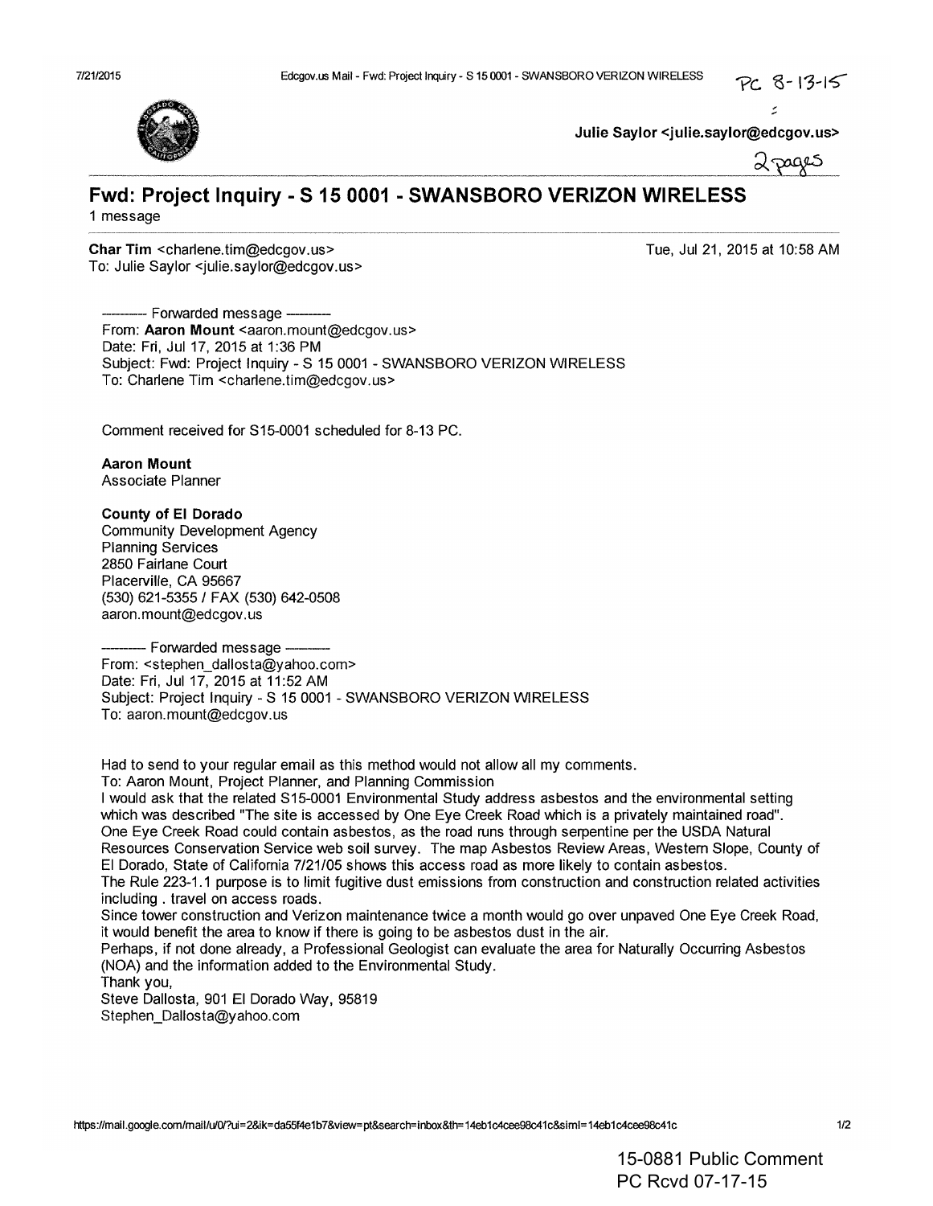PC 8-13-15

Julie Saylor <julie.saylor@edcgov.us>

2 pages

# Fwd: Project Inquiry - S 15 0001 - SWANSBORO VERIZON WIRELESS

1 message

**Char Tim** <charlene.tim@edcgov.us>  
To: Julie Saylor <julie.saylor@edcgov.us>

Tue, Jul 21, 2015 at 10:58 AM

---------- Forwarded message ----------  
From: **Aaron Mount** <aaron.mount@edcgov.us>  
Date: Fri, Jul 17, 2015 at 1:36 PM  
Subject: Fwd: Project Inquiry - S 15 0001 - SWANSBORO VERIZON WIRELESS  
To: Charlene Tim <charlene.tim@edcgov.us>

Comment received for S15-0001 scheduled for 8-13 PC.

**Aaron Mount**  
Associate Planner

**County of El Dorado**  
Community Development Agency  
Planning Services  
2850 Fairlane Court  
Placerville, CA 95667  
(530) 621-5355 / FAX (530) 642-0508  
aaron.mount@edcgov.us

---------- Forwarded message ----------  
From: <stephen_dallosta@yahoo.com>  
Date: Fri, Jul 17, 2015 at 11:52 AM  
Subject: Project Inquiry - S 15 0001 - SWANSBORO VERIZON WIRELESS  
To: aaron.mount@edcgov.us

Had to send to your regular email as this method would not allow all my comments.  
To: Aaron Mount, Project Planner, and Planning Commission  
I would ask that the related S15-0001 Environmental Study address asbestos and the environmental setting which was described "The site is accessed by One Eye Creek Road which is a privately maintained road".  
One Eye Creek Road could contain asbestos, as the road runs through serpentine per the USDA Natural Resources Conservation Service web soil survey. The map Asbestos Review Areas, Western Slope, County of El Dorado, State of California 7/21/05 shows this access road as more likely to contain asbestos.  
The Rule 223-1.1 purpose is to limit fugitive dust emissions from construction and construction related activities including . travel on access roads.  
Since tower construction and Verizon maintenance twice a month would go over unpaved One Eye Creek Road, it would benefit the area to know if there is going to be asbestos dust in the air.  
Perhaps, if not done already, a Professional Geologist can evaluate the area for Naturally Occurring Asbestos (NOA) and the information added to the Environmental Study.  
Thank you,  
Steve Dallosta, 901 El Dorado Way, 95819  
Stephen_Dallosta@yahoo.com

15-0881 Public Comment  
PC Rcvd 07-17-15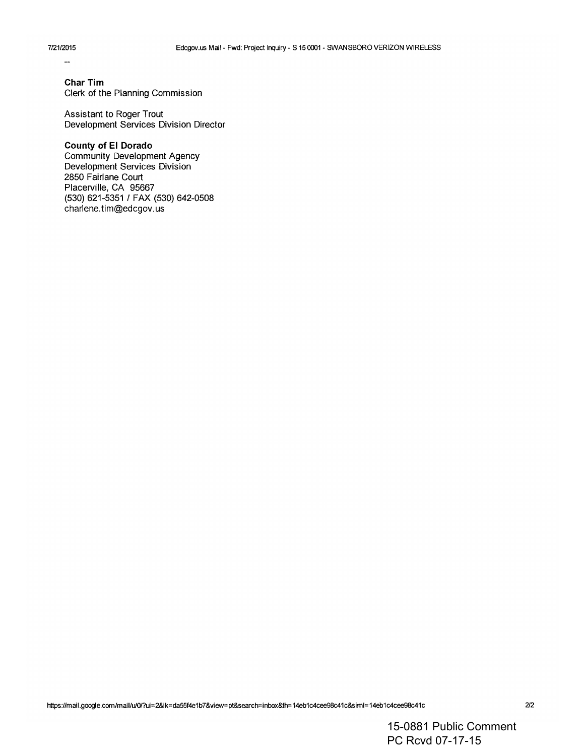--

**Char Tim**
Clerk of the Planning Commission

Assistant to Roger Trout
Development Services Division Director

**County of El Dorado**
Community Development Agency
Development Services Division
2850 Fairlane Court
Placerville, CA 95667
(530) 621-5351 / FAX (530) 642-0508
charlene.tim@edcgov.us

15-0881 Public Comment
PC Rcvd 07-17-15